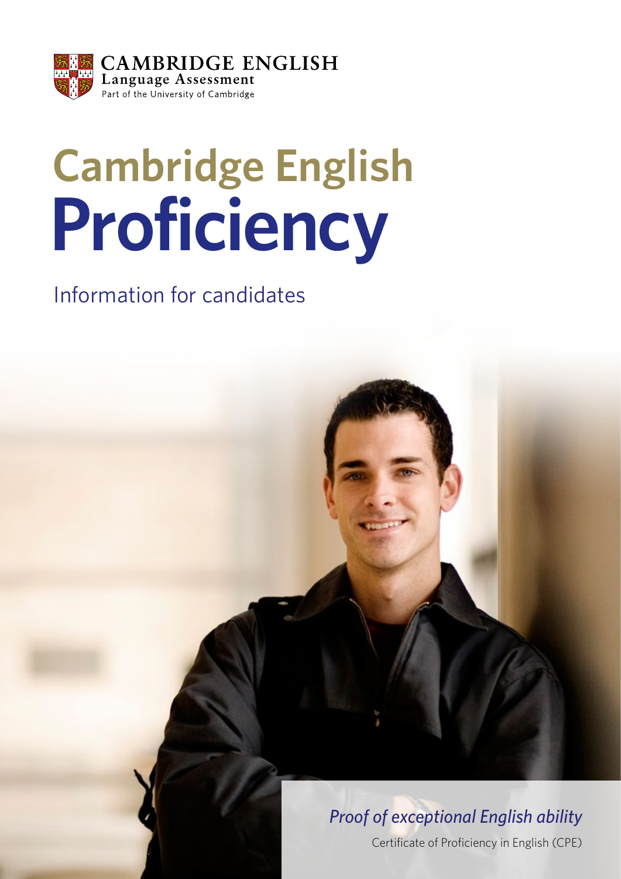CAMBRIDGE ENGLISH
Language Assessment
Part of the University of Cambridge

# Cambridge English Proficiency

## Information for candidates

*Proof of exceptional English ability*

Certificate of Proficiency in English (CPE)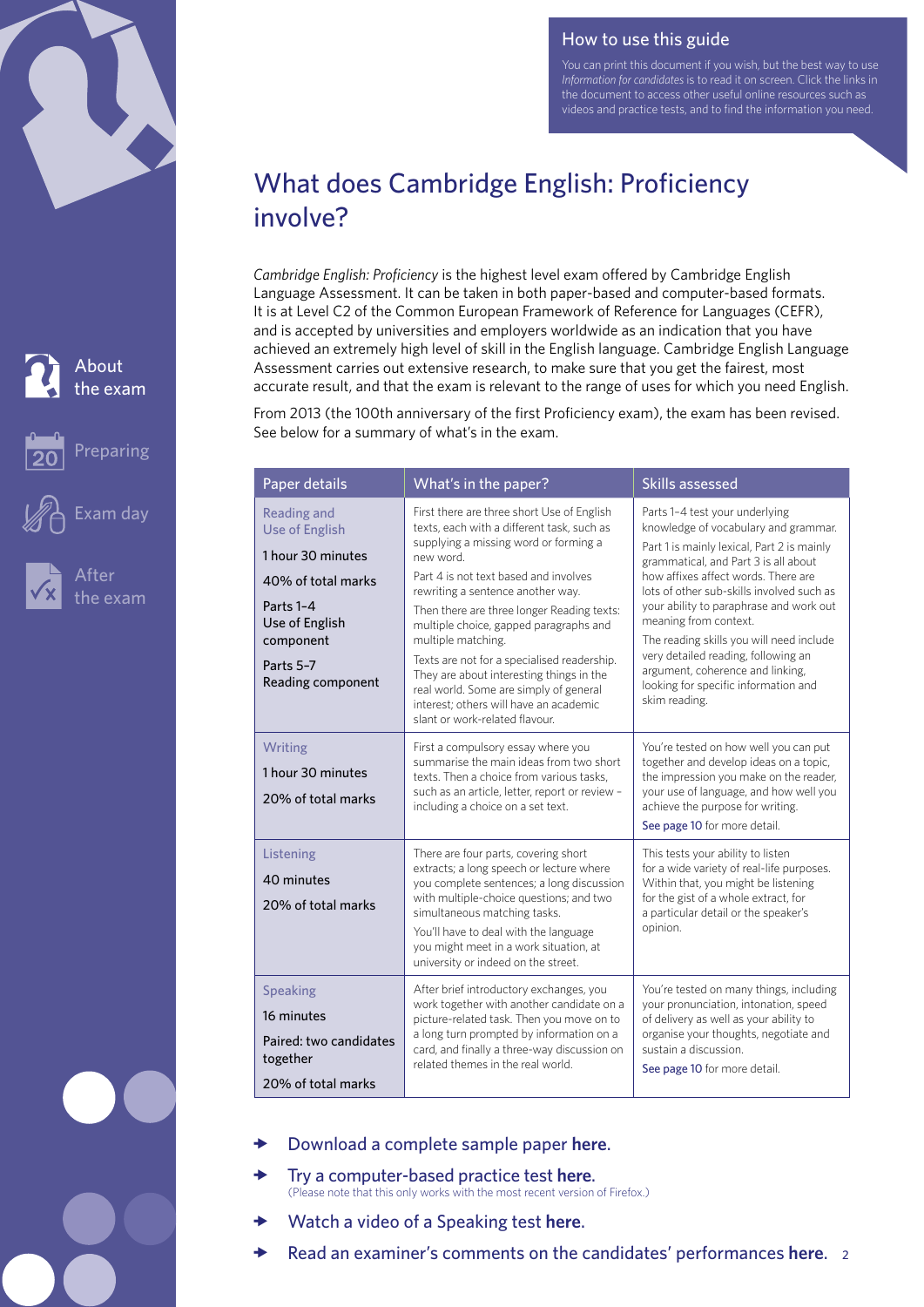## How to use this guide

You can print this document if you wish, but the best way to use *Information for candidates* is to read it on screen. Click the links in the document to access other useful online resources such as videos and practice tests, and to find the information you need.

About the exam

Preparing

Exam day

After the exam

# What does Cambridge English: Proficiency involve?

*Cambridge English: Proficiency* is the highest level exam offered by Cambridge English Language Assessment. It can be taken in both paper-based and computer-based formats. It is at Level C2 of the Common European Framework of Reference for Languages (CEFR), and is accepted by universities and employers worldwide as an indication that you have achieved an extremely high level of skill in the English language. Cambridge English Language Assessment carries out extensive research, to make sure that you get the fairest, most accurate result, and that the exam is relevant to the range of uses for which you need English.

From 2013 (the 100th anniversary of the first Proficiency exam), the exam has been revised. See below for a summary of what's in the exam.

| Paper details | What's in the paper? | Skills assessed |
|---|---|---|
| Reading and Use of English<br><br>1 hour 30 minutes<br><br>40% of total marks<br><br>Parts 1–4 Use of English component<br><br>Parts 5–7 Reading component | First there are three short Use of English texts, each with a different task, such as supplying a missing word or forming a new word.<br><br>Part 4 is not text based and involves rewriting a sentence another way.<br><br>Then there are three longer Reading texts: multiple choice, gapped paragraphs and multiple matching.<br><br>Texts are not for a specialised readership. They are about interesting things in the real world. Some are simply of general interest; others will have an academic slant or work-related flavour. | Parts 1–4 test your underlying knowledge of vocabulary and grammar.<br><br>Part 1 is mainly lexical, Part 2 is mainly grammatical, and Part 3 is all about how affixes affect words. There are lots of other sub-skills involved such as your ability to paraphrase and work out meaning from context.<br><br>The reading skills you will need include very detailed reading, following an argument, coherence and linking, looking for specific information and skim reading. |
| Writing<br><br>1 hour 30 minutes<br><br>20% of total marks | First a compulsory essay where you summarise the main ideas from two short texts. Then a choice from various tasks, such as an article, letter, report or review – including a choice on a set text. | You're tested on how well you can put together and develop ideas on a topic, the impression you make on the reader, your use of language, and how well you achieve the purpose for writing.<br><br>See page 10 for more detail. |
| Listening<br><br>40 minutes<br><br>20% of total marks | There are four parts, covering short extracts; a long speech or lecture where you complete sentences; a long discussion with multiple-choice questions; and two simultaneous matching tasks.<br><br>You'll have to deal with the language you might meet in a work situation, at university or indeed on the street. | This tests your ability to listen for a wide variety of real-life purposes. Within that, you might be listening for the gist of a whole extract, for a particular detail or the speaker's opinion. |
| Speaking<br><br>16 minutes<br><br>Paired: two candidates together<br><br>20% of total marks | After brief introductory exchanges, you work together with another candidate on a picture-related task. Then you move on to a long turn prompted by information on a card, and finally a three-way discussion on related themes in the real world. | You're tested on many things, including your pronunciation, intonation, speed of delivery as well as your ability to organise your thoughts, negotiate and sustain a discussion.<br><br>See page 10 for more detail. |

- Download a complete sample paper **here**.
- Try a computer-based practice test **here**.
  (Please note that this only works with the most recent version of Firefox.)
- Watch a video of a Speaking test **here**.
- Read an examiner's comments on the candidates' performances **here**.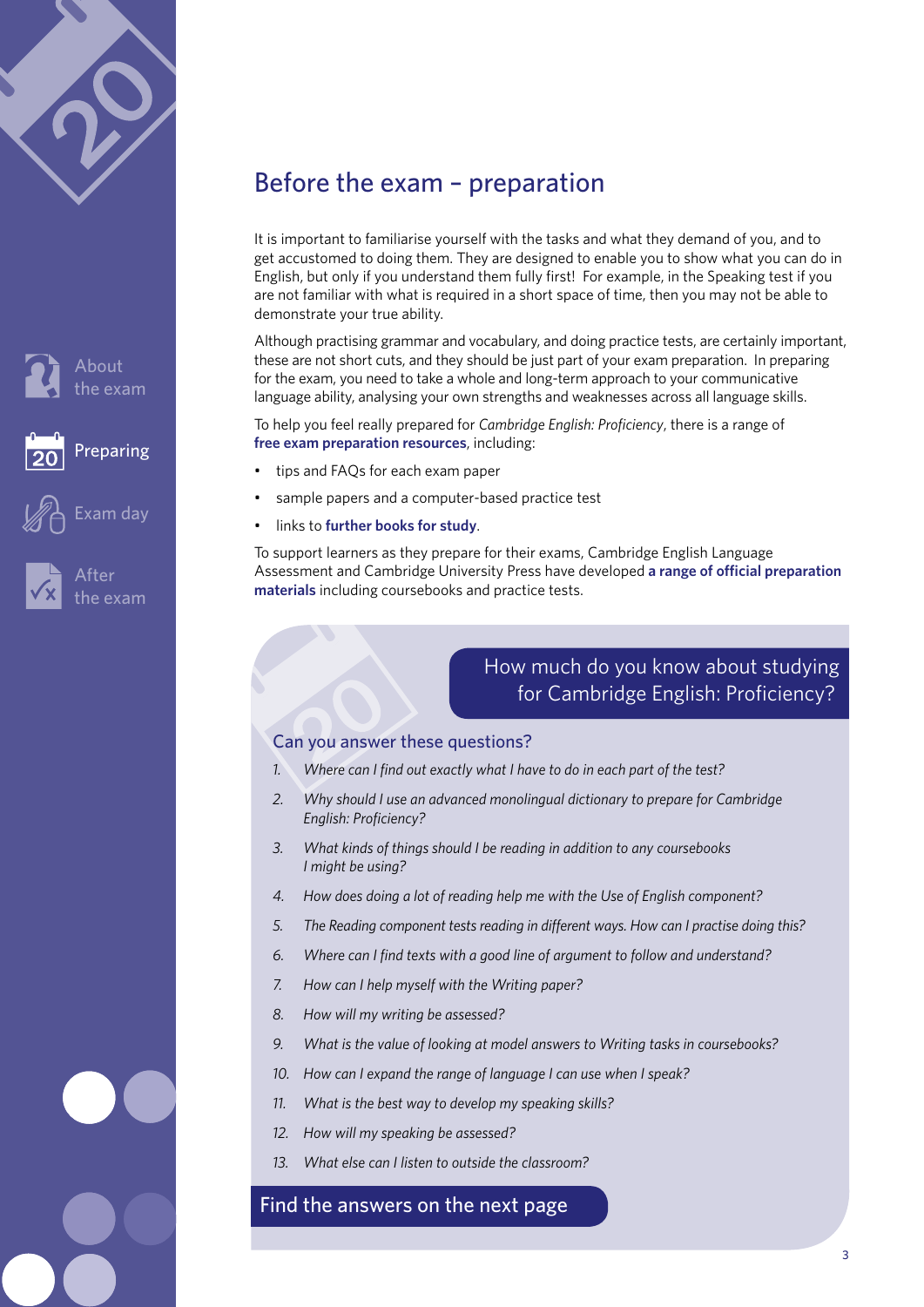# Before the exam – preparation

It is important to familiarise yourself with the tasks and what they demand of you, and to get accustomed to doing them. They are designed to enable you to show what you can do in English, but only if you understand them fully first! For example, in the Speaking test if you are not familiar with what is required in a short space of time, then you may not be able to demonstrate your true ability.

Although practising grammar and vocabulary, and doing practice tests, are certainly important, these are not short cuts, and they should be just part of your exam preparation. In preparing for the exam, you need to take a whole and long-term approach to your communicative language ability, analysing your own strengths and weaknesses across all language skills.

To help you feel really prepared for *Cambridge English: Proficiency*, there is a range of **free exam preparation resources**, including:

- tips and FAQs for each exam paper
- sample papers and a computer-based practice test
- links to **further books for study**.

To support learners as they prepare for their exams, Cambridge English Language Assessment and Cambridge University Press have developed **a range of official preparation materials** including coursebooks and practice tests.

## How much do you know about studying for Cambridge English: Proficiency?

### Can you answer these questions?

1. *Where can I find out exactly what I have to do in each part of the test?*
2. *Why should I use an advanced monolingual dictionary to prepare for Cambridge English: Proficiency?*
3. *What kinds of things should I be reading in addition to any coursebooks I might be using?*
4. *How does doing a lot of reading help me with the Use of English component?*
5. *The Reading component tests reading in different ways. How can I practise doing this?*
6. *Where can I find texts with a good line of argument to follow and understand?*
7. *How can I help myself with the Writing paper?*
8. *How will my writing be assessed?*
9. *What is the value of looking at model answers to Writing tasks in coursebooks?*
10. *How can I expand the range of language I can use when I speak?*
11. *What is the best way to develop my speaking skills?*
12. *How will my speaking be assessed?*
13. *What else can I listen to outside the classroom?*

Find the answers on the next page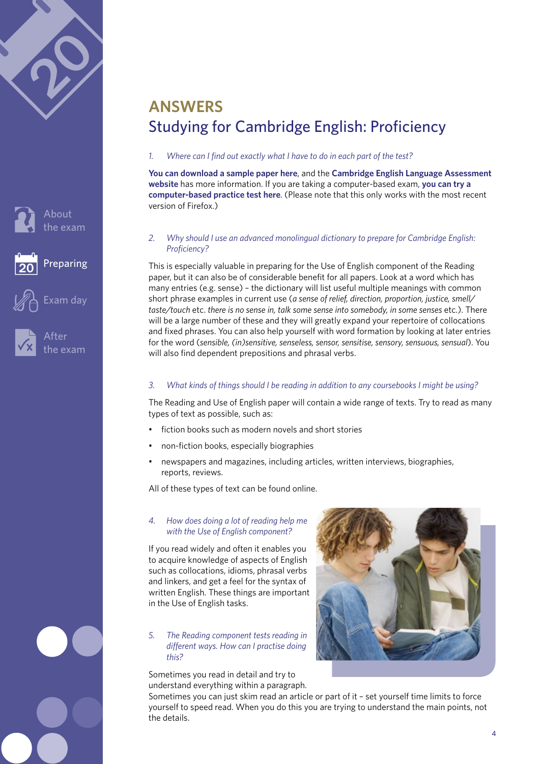# ANSWERS

## Studying for Cambridge English: Proficiency

*1. Where can I find out exactly what I have to do in each part of the test?*

**You can download a sample paper here**, and the **Cambridge English Language Assessment website** has more information. If you are taking a computer-based exam, **you can try a computer-based practice test here**. (Please note that this only works with the most recent version of Firefox.)

*2. Why should I use an advanced monolingual dictionary to prepare for Cambridge English: Proficiency?*

This is especially valuable in preparing for the Use of English component of the Reading paper, but it can also be of considerable benefit for all papers. Look at a word which has many entries (e.g. sense) – the dictionary will list useful multiple meanings with common short phrase examples in current use (*a sense of relief, direction, proportion, justice, smell/taste/touch* etc. *there is no sense in, talk some sense into somebody, in some senses* etc.). There will be a large number of these and they will greatly expand your repertoire of collocations and fixed phrases. You can also help yourself with word formation by looking at later entries for the word (*sensible, (in)sensitive, senseless, sensor, sensitise, sensory, sensuous, sensual*). You will also find dependent prepositions and phrasal verbs.

*3. What kinds of things should I be reading in addition to any coursebooks I might be using?*

The Reading and Use of English paper will contain a wide range of texts. Try to read as many types of text as possible, such as:

- fiction books such as modern novels and short stories
- non-fiction books, especially biographies
- newspapers and magazines, including articles, written interviews, biographies, reports, reviews.

All of these types of text can be found online.

*4. How does doing a lot of reading help me with the Use of English component?*

If you read widely and often it enables you to acquire knowledge of aspects of English such as collocations, idioms, phrasal verbs and linkers, and get a feel for the syntax of written English. These things are important in the Use of English tasks.

*5. The Reading component tests reading in different ways. How can I practise doing this?*

Sometimes you read in detail and try to understand everything within a paragraph. Sometimes you can just skim read an article or part of it – set yourself time limits to force yourself to speed read. When you do this you are trying to understand the main points, not the details.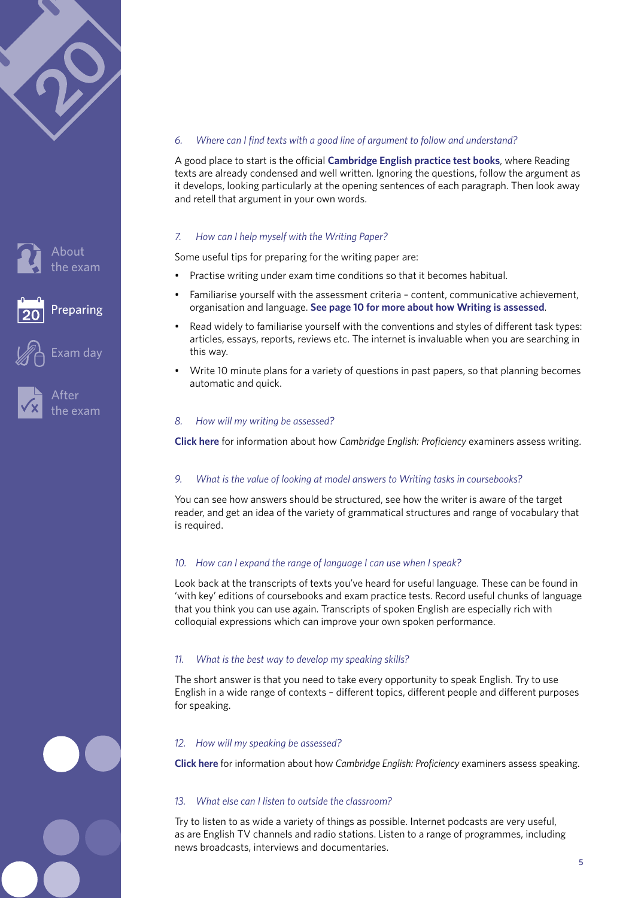*6. Where can I find texts with a good line of argument to follow and understand?*

A good place to start is the official **Cambridge English practice test books**, where Reading texts are already condensed and well written. Ignoring the questions, follow the argument as it develops, looking particularly at the opening sentences of each paragraph. Then look away and retell that argument in your own words.

*7. How can I help myself with the Writing Paper?*

Some useful tips for preparing for the writing paper are:

- Practise writing under exam time conditions so that it becomes habitual.
- Familiarise yourself with the assessment criteria – content, communicative achievement, organisation and language. **See page 10 for more about how Writing is assessed**.
- Read widely to familiarise yourself with the conventions and styles of different task types: articles, essays, reports, reviews etc. The internet is invaluable when you are searching in this way.
- Write 10 minute plans for a variety of questions in past papers, so that planning becomes automatic and quick.

*8. How will my writing be assessed?*

**Click here** for information about how *Cambridge English: Proficiency* examiners assess writing.

*9. What is the value of looking at model answers to Writing tasks in coursebooks?*

You can see how answers should be structured, see how the writer is aware of the target reader, and get an idea of the variety of grammatical structures and range of vocabulary that is required.

*10. How can I expand the range of language I can use when I speak?*

Look back at the transcripts of texts you've heard for useful language. These can be found in 'with key' editions of coursebooks and exam practice tests. Record useful chunks of language that you think you can use again. Transcripts of spoken English are especially rich with colloquial expressions which can improve your own spoken performance.

*11. What is the best way to develop my speaking skills?*

The short answer is that you need to take every opportunity to speak English. Try to use English in a wide range of contexts – different topics, different people and different purposes for speaking.

*12. How will my speaking be assessed?*

**Click here** for information about how *Cambridge English: Proficiency* examiners assess speaking.

*13. What else can I listen to outside the classroom?*

Try to listen to as wide a variety of things as possible. Internet podcasts are very useful, as are English TV channels and radio stations. Listen to a range of programmes, including news broadcasts, interviews and documentaries.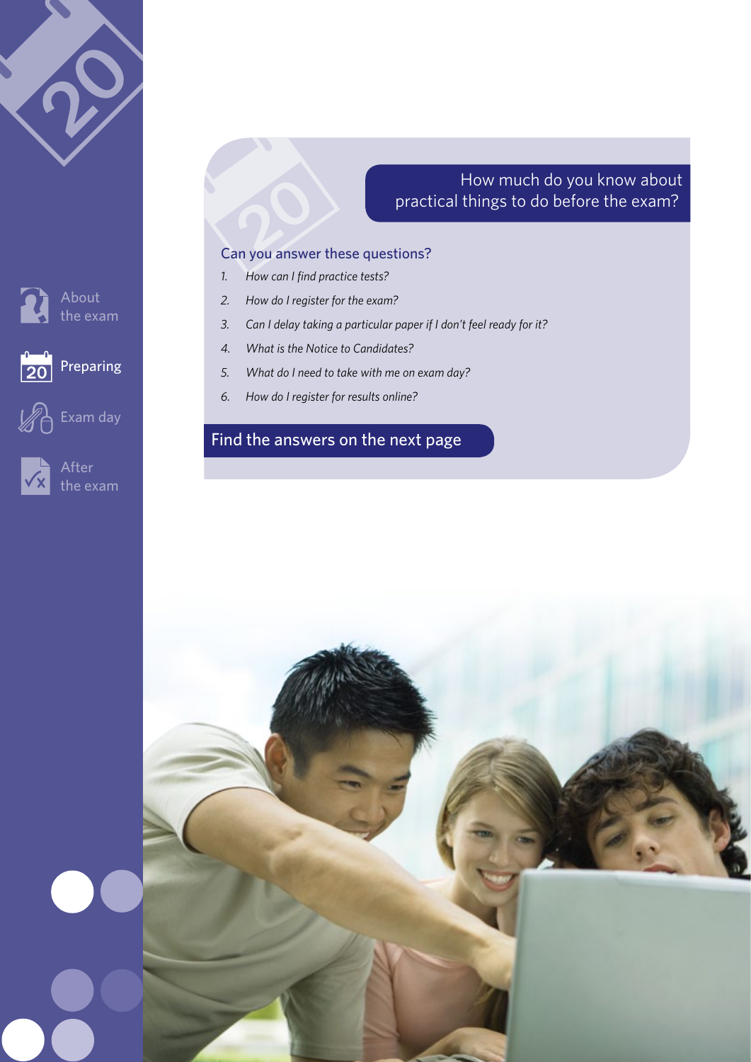About the exam

Preparing

Exam day

After the exam

## How much do you know about practical things to do before the exam?

### Can you answer these questions?

1. *How can I find practice tests?*
2. *How do I register for the exam?*
3. *Can I delay taking a particular paper if I don't feel ready for it?*
4. *What is the Notice to Candidates?*
5. *What do I need to take with me on exam day?*
6. *How do I register for results online?*

**Find the answers on the next page**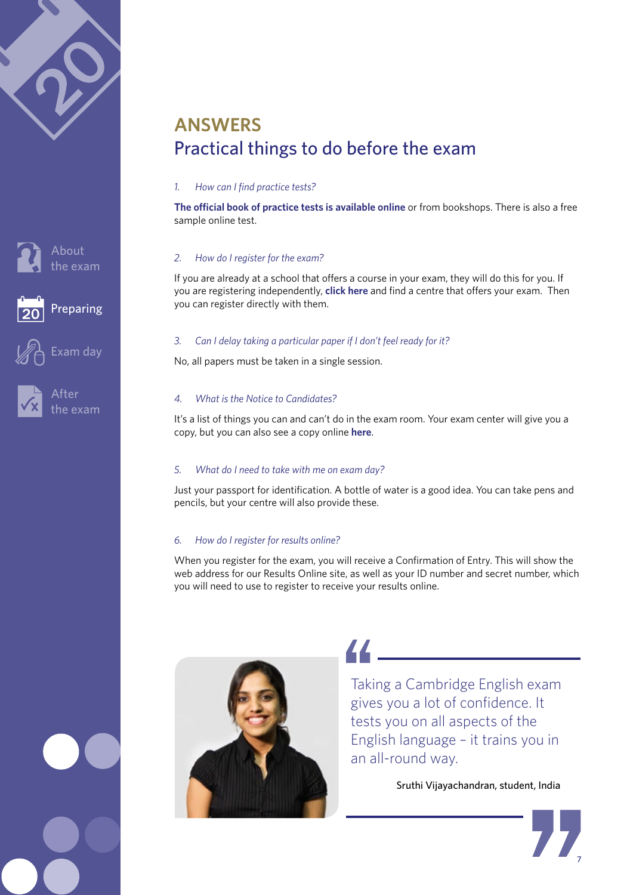## ANSWERS

# Practical things to do before the exam

*1. How can I find practice tests?*

**The official book of practice tests is available online** or from bookshops. There is also a free sample online test.

*2. How do I register for the exam?*

If you are already at a school that offers a course in your exam, they will do this for you. If you are registering independently, **click here** and find a centre that offers your exam. Then you can register directly with them.

*3. Can I delay taking a particular paper if I don't feel ready for it?*

No, all papers must be taken in a single session.

*4. What is the Notice to Candidates?*

It's a list of things you can and can't do in the exam room. Your exam center will give you a copy, but you can also see a copy online **here**.

*5. What do I need to take with me on exam day?*

Just your passport for identification. A bottle of water is a good idea. You can take pens and pencils, but your centre will also provide these.

*6. How do I register for results online?*

When you register for the exam, you will receive a Confirmation of Entry. This will show the web address for our Results Online site, as well as your ID number and secret number, which you will need to use to register to receive your results online.

> Taking a Cambridge English exam gives you a lot of confidence. It tests you on all aspects of the English language – it trains you in an all-round way.
>
> Sruthi Vijayachandran, student, India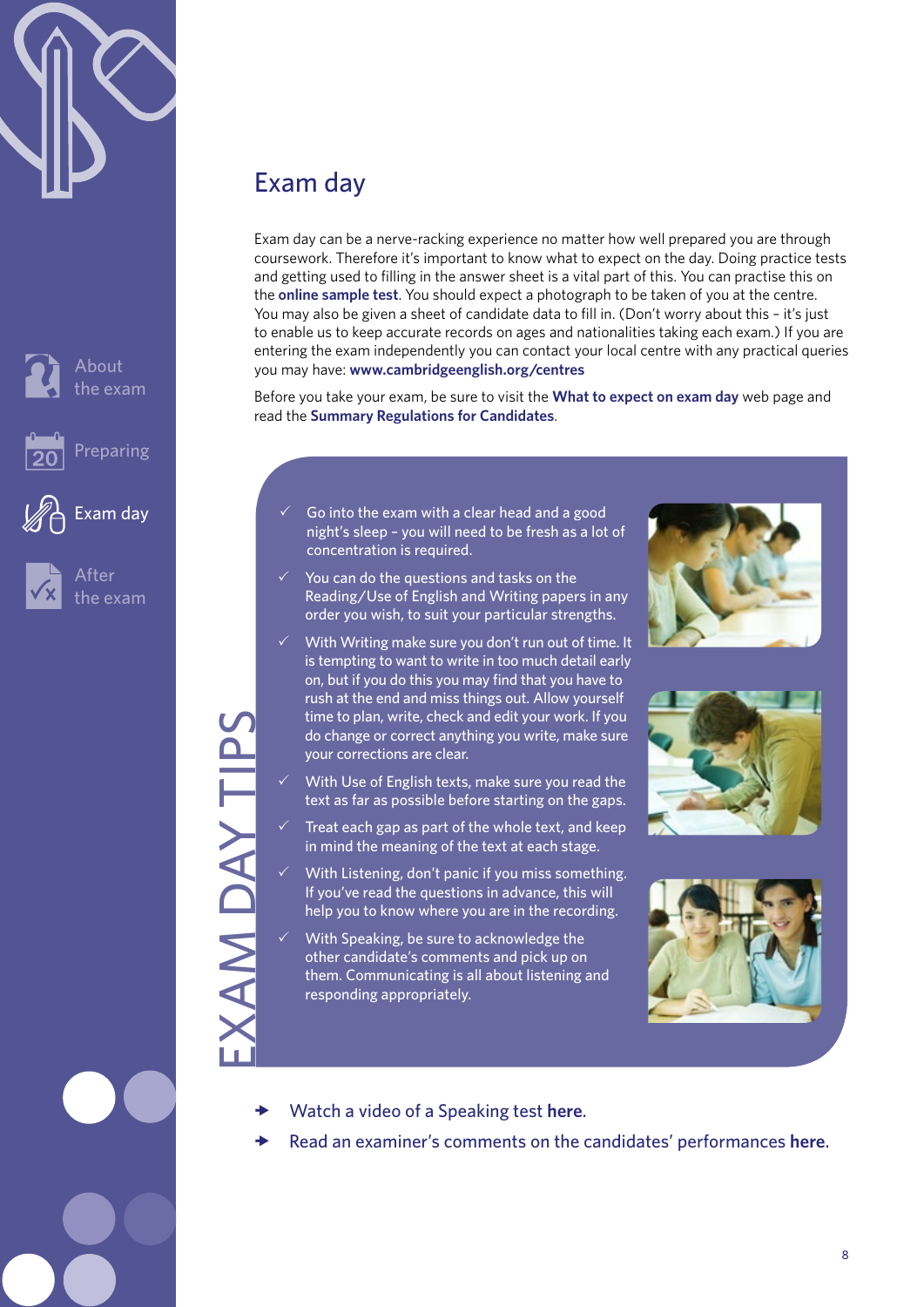# Exam day

Exam day can be a nerve-racking experience no matter how well prepared you are through coursework. Therefore it's important to know what to expect on the day. Doing practice tests and getting used to filling in the answer sheet is a vital part of this. You can practise this on the **online sample test**. You should expect a photograph to be taken of you at the centre. You may also be given a sheet of candidate data to fill in. (Don't worry about this – it's just to enable us to keep accurate records on ages and nationalities taking each exam.) If you are entering the exam independently you can contact your local centre with any practical queries you may have: **www.cambridgeenglish.org/centres**

Before you take your exam, be sure to visit the **What to expect on exam day** web page and read the **Summary Regulations for Candidates**.

## EXAM DAY TIPS

- ✓ Go into the exam with a clear head and a good night's sleep – you will need to be fresh as a lot of concentration is required.
- ✓ You can do the questions and tasks on the Reading/Use of English and Writing papers in any order you wish, to suit your particular strengths.
- ✓ With Writing make sure you don't run out of time. It is tempting to want to write in too much detail early on, but if you do this you may find that you have to rush at the end and miss things out. Allow yourself time to plan, write, check and edit your work. If you do change or correct anything you write, make sure your corrections are clear.
- ✓ With Use of English texts, make sure you read the text as far as possible before starting on the gaps.
- ✓ Treat each gap as part of the whole text, and keep in mind the meaning of the text at each stage.
- ✓ With Listening, don't panic if you miss something. If you've read the questions in advance, this will help you to know where you are in the recording.
- ✓ With Speaking, be sure to acknowledge the other candidate's comments and pick up on them. Communicating is all about listening and responding appropriately.

→ Watch a video of a Speaking test **here**.

→ Read an examiner's comments on the candidates' performances **here**.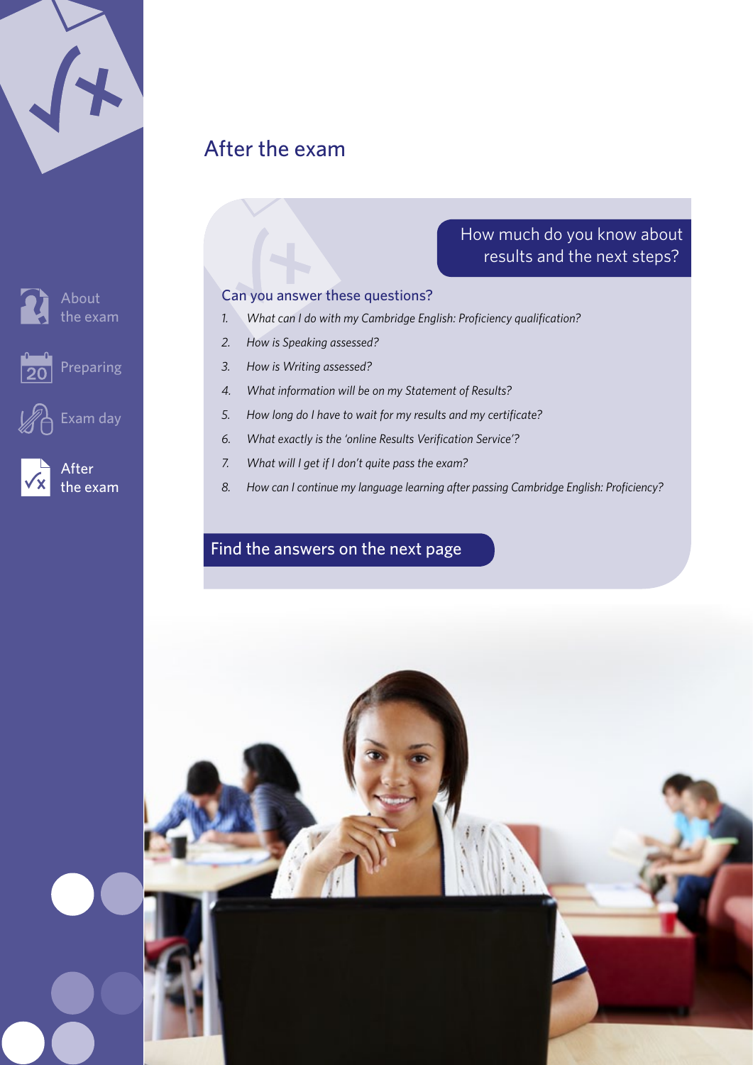# After the exam

## How much do you know about results and the next steps?

### Can you answer these questions?

1. *What can I do with my Cambridge English: Proficiency qualification?*
2. *How is Speaking assessed?*
3. *How is Writing assessed?*
4. *What information will be on my Statement of Results?*
5. *How long do I have to wait for my results and my certificate?*
6. *What exactly is the 'online Results Verification Service'?*
7. *What will I get if I don't quite pass the exam?*
8. *How can I continue my language learning after passing Cambridge English: Proficiency?*

**Find the answers on the next page**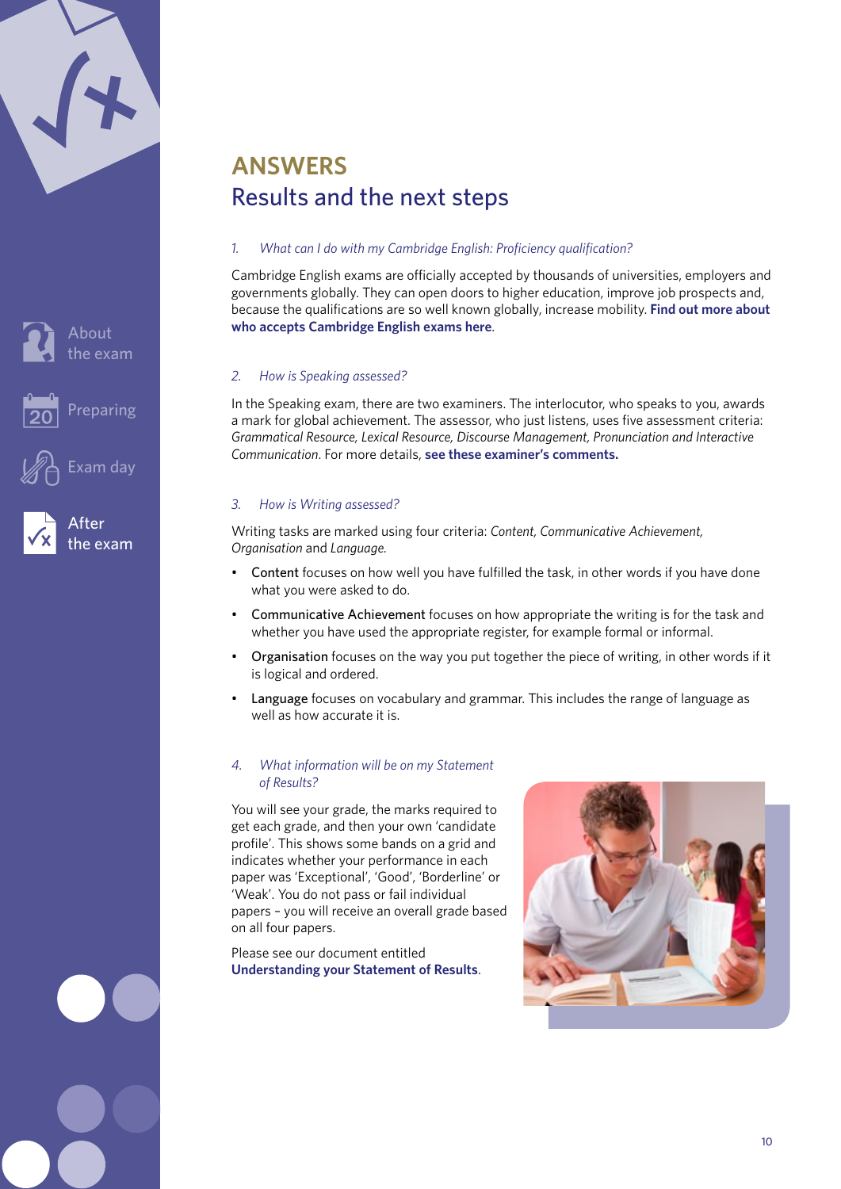# ANSWERS

## Results and the next steps

### *1. What can I do with my Cambridge English: Proficiency qualification?*

Cambridge English exams are officially accepted by thousands of universities, employers and governments globally. They can open doors to higher education, improve job prospects and, because the qualifications are so well known globally, increase mobility. **Find out more about who accepts Cambridge English exams here**.

### *2. How is Speaking assessed?*

In the Speaking exam, there are two examiners. The interlocutor, who speaks to you, awards a mark for global achievement. The assessor, who just listens, uses five assessment criteria: *Grammatical Resource, Lexical Resource, Discourse Management, Pronunciation and Interactive Communication*. For more details, **see these examiner's comments.**

### *3. How is Writing assessed?*

Writing tasks are marked using four criteria: *Content, Communicative Achievement, Organisation* and *Language*.

- Content focuses on how well you have fulfilled the task, in other words if you have done what you were asked to do.
- Communicative Achievement focuses on how appropriate the writing is for the task and whether you have used the appropriate register, for example formal or informal.
- Organisation focuses on the way you put together the piece of writing, in other words if it is logical and ordered.
- Language focuses on vocabulary and grammar. This includes the range of language as well as how accurate it is.

### *4. What information will be on my Statement of Results?*

You will see your grade, the marks required to get each grade, and then your own 'candidate profile'. This shows some bands on a grid and indicates whether your performance in each paper was 'Exceptional', 'Good', 'Borderline' or 'Weak'. You do not pass or fail individual papers – you will receive an overall grade based on all four papers.

Please see our document entitled **Understanding your Statement of Results**.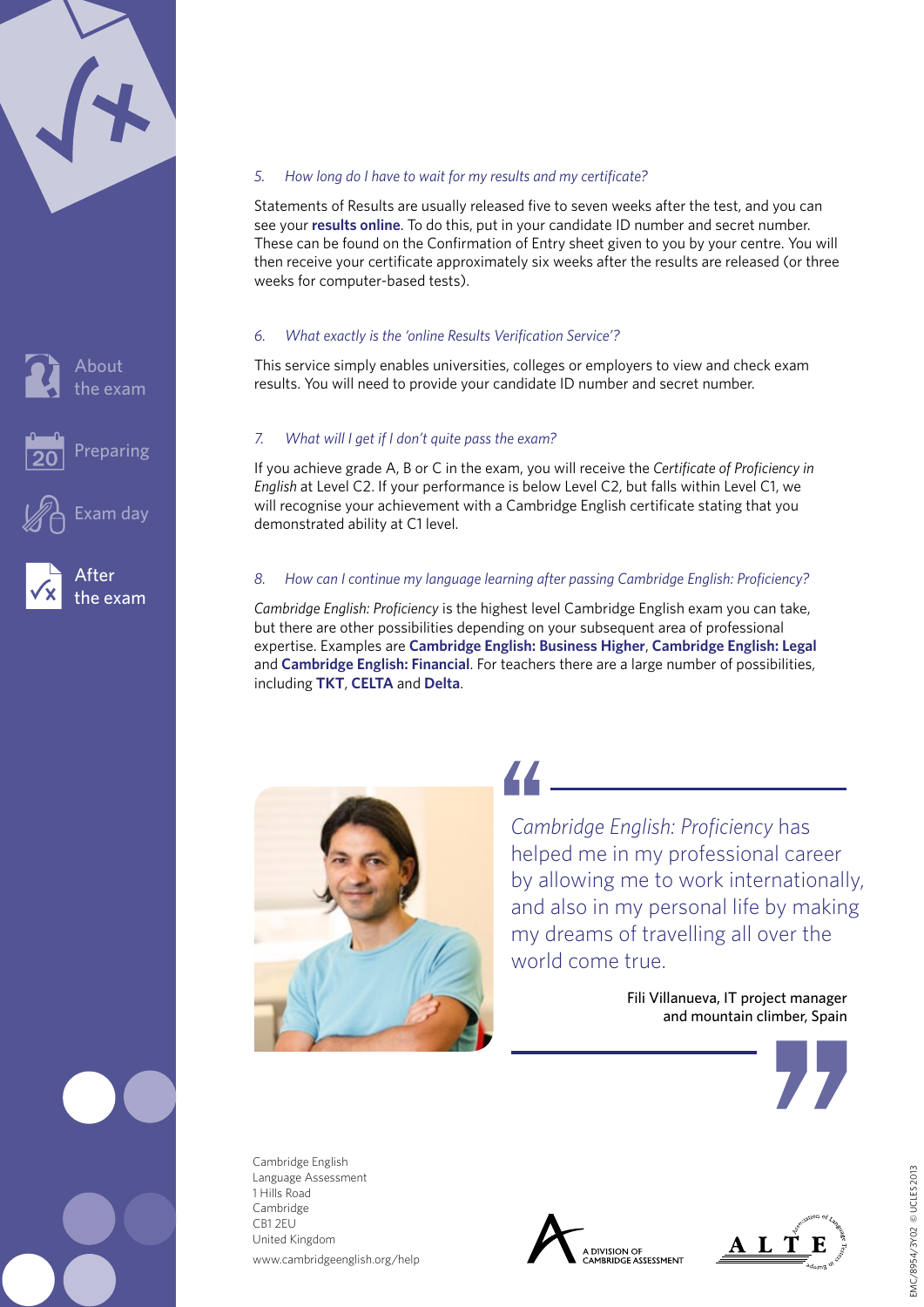*5. How long do I have to wait for my results and my certificate?*

Statements of Results are usually released five to seven weeks after the test, and you can see your **results online**. To do this, put in your candidate ID number and secret number. These can be found on the Confirmation of Entry sheet given to you by your centre. You will then receive your certificate approximately six weeks after the results are released (or three weeks for computer-based tests).

*6. What exactly is the 'online Results Verification Service'?*

This service simply enables universities, colleges or employers to view and check exam results. You will need to provide your candidate ID number and secret number.

*7. What will I get if I don't quite pass the exam?*

If you achieve grade A, B or C in the exam, you will receive the *Certificate of Proficiency in English* at Level C2. If your performance is below Level C2, but falls within Level C1, we will recognise your achievement with a Cambridge English certificate stating that you demonstrated ability at C1 level.

*8. How can I continue my language learning after passing Cambridge English: Proficiency?*

*Cambridge English: Proficiency* is the highest level Cambridge English exam you can take, but there are other possibilities depending on your subsequent area of professional expertise. Examples are **Cambridge English: Business Higher**, **Cambridge English: Legal** and **Cambridge English: Financial**. For teachers there are a large number of possibilities, including **TKT**, **CELTA** and **Delta**.

> *Cambridge English: Proficiency* has helped me in my professional career by allowing me to work internationally, and also in my personal life by making my dreams of travelling all over the world come true.
>
> Fili Villanueva, IT project manager and mountain climber, Spain

Cambridge English
Language Assessment
1 Hills Road
Cambridge
CB1 2EU
United Kingdom
www.cambridgeenglish.org/help

A DIVISION OF CAMBRIDGE ASSESSMENT

EMC/8954/3Y02 © UCLES 2013